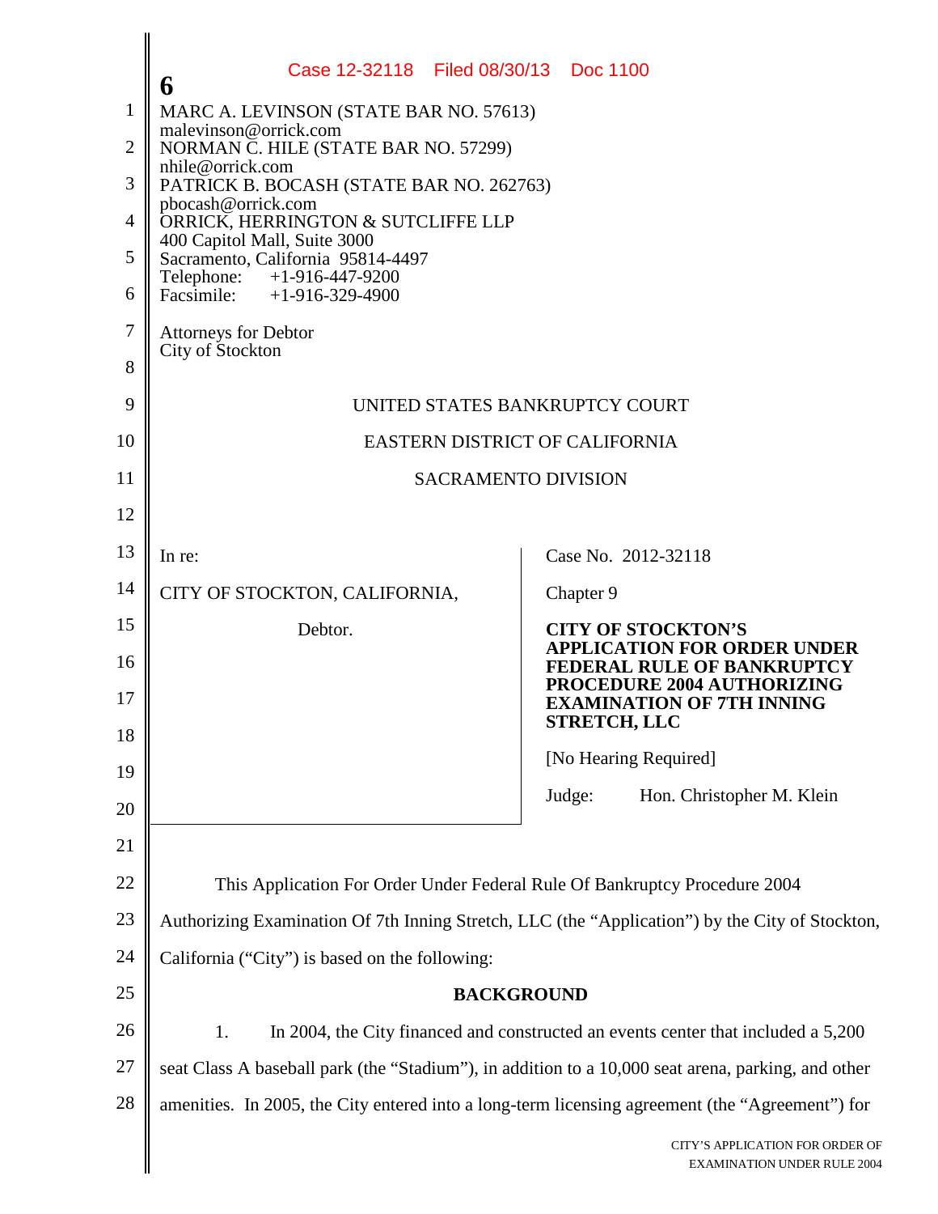MARC A. LEVINSON (STATE BAR NO. 57613)
malevinson@orrick.com
NORMAN C. HILE (STATE BAR NO. 57299)
nhile@orrick.com
PATRICK B. BOCASH (STATE BAR NO. 262763)
pbocash@orrick.com
ORRICK, HERRINGTON & SUTCLIFFE LLP
400 Capitol Mall, Suite 3000
Sacramento, California 95814-4497
Telephone: +1-916-447-9200
Facsimile: +1-916-329-4900

Attorneys for Debtor
City of Stockton

UNITED STATES BANKRUPTCY COURT

EASTERN DISTRICT OF CALIFORNIA

SACRAMENTO DIVISION

| | |
|---|---|
| In re:<br><br>CITY OF STOCKTON, CALIFORNIA,<br><br>Debtor. | Case No. 2012-32118<br><br>Chapter 9<br><br>**CITY OF STOCKTON'S APPLICATION FOR ORDER UNDER FEDERAL RULE OF BANKRUPTCY PROCEDURE 2004 AUTHORIZING EXAMINATION OF 7TH INNING STRETCH, LLC**<br><br>[No Hearing Required]<br><br>Judge: Hon. Christopher M. Klein |

This Application For Order Under Federal Rule Of Bankruptcy Procedure 2004 Authorizing Examination Of 7th Inning Stretch, LLC (the "Application") by the City of Stockton, California ("City") is based on the following:

**BACKGROUND**

1. In 2004, the City financed and constructed an events center that included a 5,200 seat Class A baseball park (the "Stadium"), in addition to a 10,000 seat arena, parking, and other amenities. In 2005, the City entered into a long-term licensing agreement (the "Agreement") for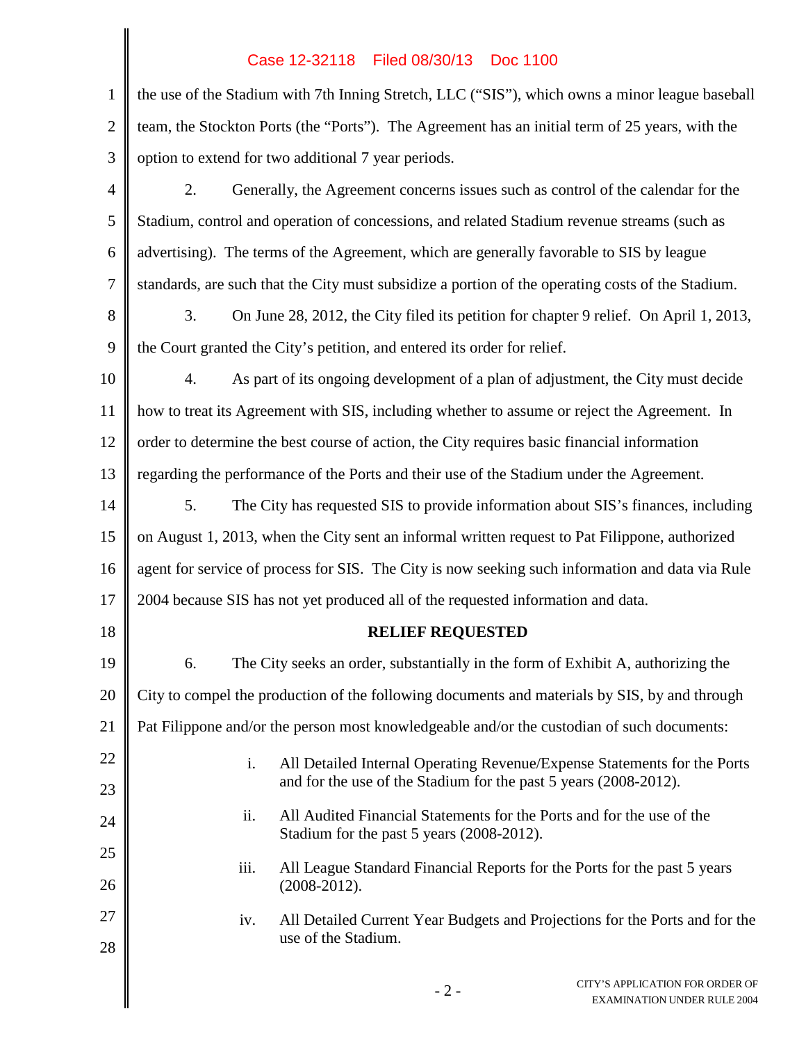the use of the Stadium with 7th Inning Stretch, LLC ("SIS"), which owns a minor league baseball team, the Stockton Ports (the "Ports"). The Agreement has an initial term of 25 years, with the option to extend for two additional 7 year periods.

2. Generally, the Agreement concerns issues such as control of the calendar for the Stadium, control and operation of concessions, and related Stadium revenue streams (such as advertising). The terms of the Agreement, which are generally favorable to SIS by league standards, are such that the City must subsidize a portion of the operating costs of the Stadium.

3. On June 28, 2012, the City filed its petition for chapter 9 relief. On April 1, 2013, the Court granted the City's petition, and entered its order for relief.

4. As part of its ongoing development of a plan of adjustment, the City must decide how to treat its Agreement with SIS, including whether to assume or reject the Agreement. In order to determine the best course of action, the City requires basic financial information regarding the performance of the Ports and their use of the Stadium under the Agreement.

5. The City has requested SIS to provide information about SIS's finances, including on August 1, 2013, when the City sent an informal written request to Pat Filippone, authorized agent for service of process for SIS. The City is now seeking such information and data via Rule 2004 because SIS has not yet produced all of the requested information and data.

## RELIEF REQUESTED

6. The City seeks an order, substantially in the form of Exhibit A, authorizing the City to compel the production of the following documents and materials by SIS, by and through Pat Filippone and/or the person most knowledgeable and/or the custodian of such documents:

i. All Detailed Internal Operating Revenue/Expense Statements for the Ports and for the use of the Stadium for the past 5 years (2008-2012).

ii. All Audited Financial Statements for the Ports and for the use of the Stadium for the past 5 years (2008-2012).

iii. All League Standard Financial Reports for the Ports for the past 5 years (2008-2012).

iv. All Detailed Current Year Budgets and Projections for the Ports and for the use of the Stadium.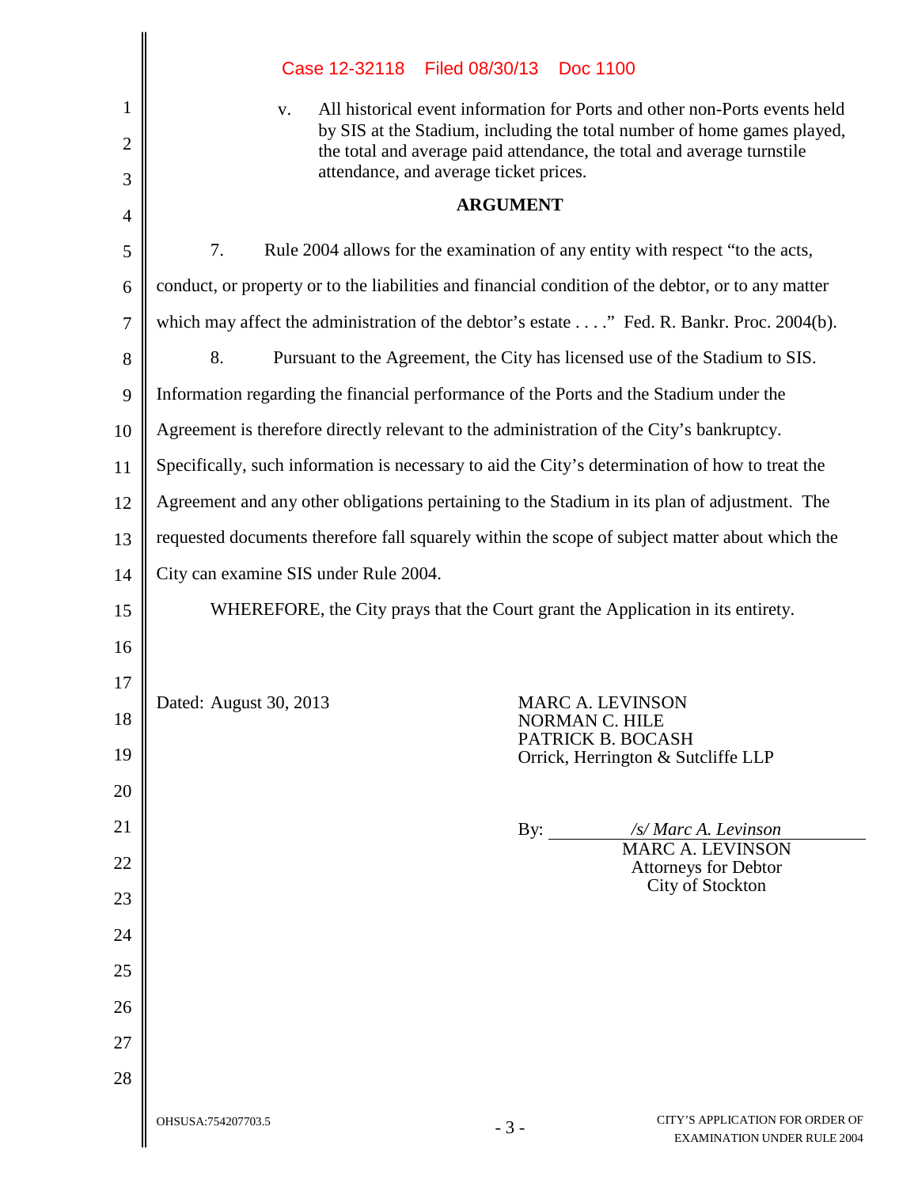v. All historical event information for Ports and other non-Ports events held by SIS at the Stadium, including the total number of home games played, the total and average paid attendance, the total and average turnstile attendance, and average ticket prices.

## ARGUMENT

7. Rule 2004 allows for the examination of any entity with respect "to the acts, conduct, or property or to the liabilities and financial condition of the debtor, or to any matter which may affect the administration of the debtor's estate . . . ." Fed. R. Bankr. Proc. 2004(b).

8. Pursuant to the Agreement, the City has licensed use of the Stadium to SIS. Information regarding the financial performance of the Ports and the Stadium under the Agreement is therefore directly relevant to the administration of the City's bankruptcy. Specifically, such information is necessary to aid the City's determination of how to treat the Agreement and any other obligations pertaining to the Stadium in its plan of adjustment. The requested documents therefore fall squarely within the scope of subject matter about which the City can examine SIS under Rule 2004.

WHEREFORE, the City prays that the Court grant the Application in its entirety.

Dated: August 30, 2013

MARC A. LEVINSON
NORMAN C. HILE
PATRICK B. BOCASH
Orrick, Herrington & Sutcliffe LLP

By: */s/ Marc A. Levinson*
MARC A. LEVINSON
Attorneys for Debtor
City of Stockton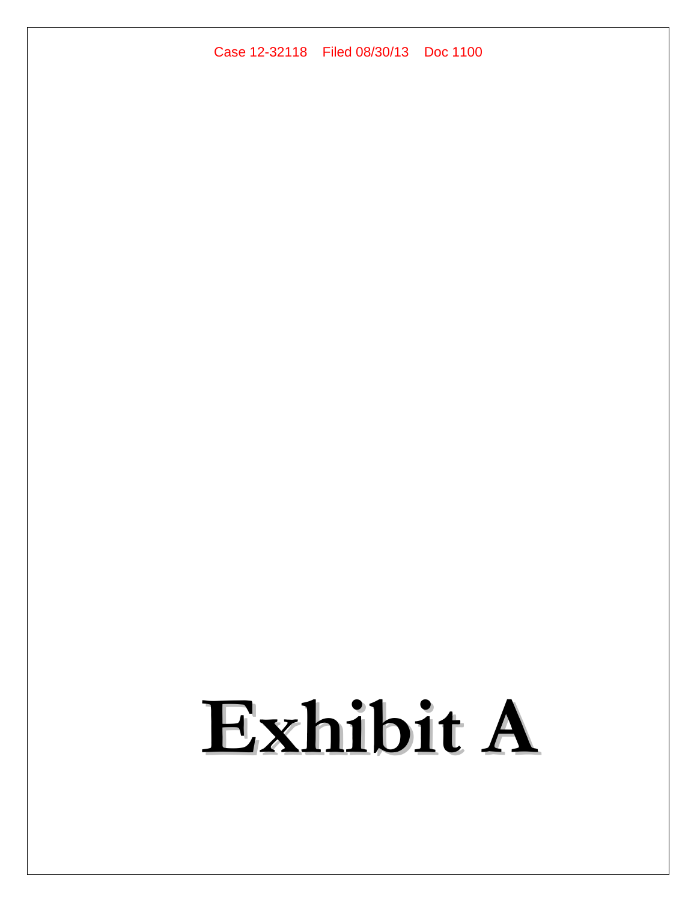# Exhibit A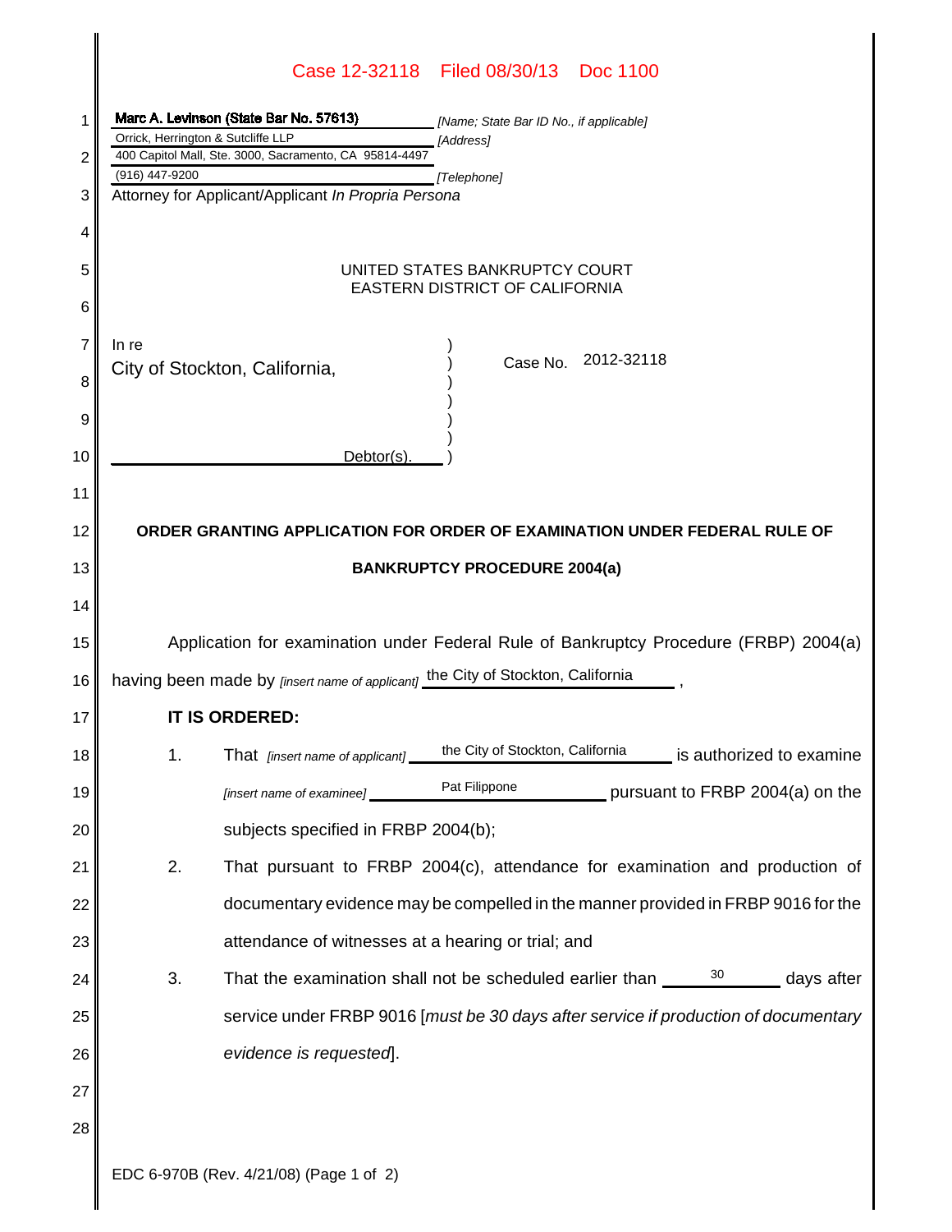Marc A. Levinson (State Bar No. 57613) *[Name; State Bar ID No., if applicable]*
Orrick, Herrington & Sutcliffe LLP *[Address]*
400 Capitol Mall, Ste. 3000, Sacramento, CA 95814-4497
(916) 447-9200 *[Telephone]*
Attorney for Applicant/Applicant *In Propria Persona*

UNITED STATES BANKRUPTCY COURT
EASTERN DISTRICT OF CALIFORNIA

In re
City of Stockton, California,

Debtor(s).

Case No. 2012-32118

**ORDER GRANTING APPLICATION FOR ORDER OF EXAMINATION UNDER FEDERAL RULE OF BANKRUPTCY PROCEDURE 2004(a)**

Application for examination under Federal Rule of Bankruptcy Procedure (FRBP) 2004(a) having been made by *[insert name of applicant]* the City of Stockton, California,

**IT IS ORDERED:**

1. That *[insert name of applicant]* the City of Stockton, California is authorized to examine *[insert name of examinee]* Pat Filippone pursuant to FRBP 2004(a) on the subjects specified in FRBP 2004(b);
2. That pursuant to FRBP 2004(c), attendance for examination and production of documentary evidence may be compelled in the manner provided in FRBP 9016 for the attendance of witnesses at a hearing or trial; and
3. That the examination shall not be scheduled earlier than 30 days after service under FRBP 9016 [*must be 30 days after service if production of documentary evidence is requested*].

EDC 6-970B (Rev. 4/21/08)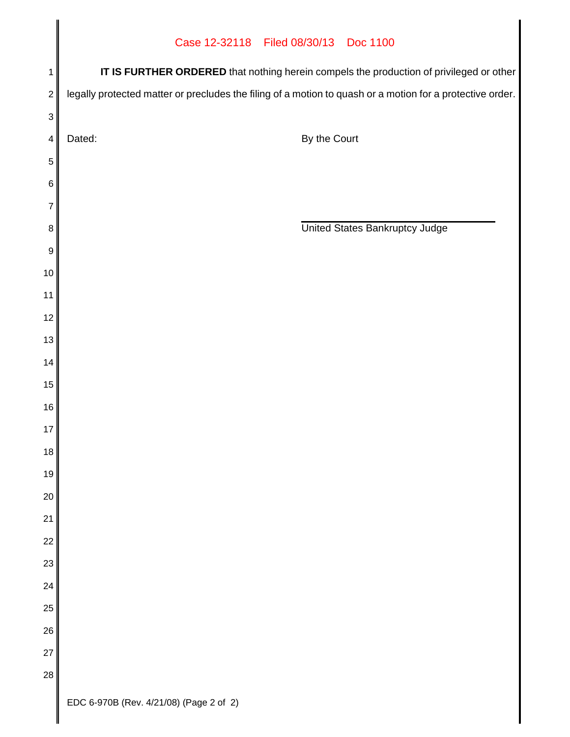**IT IS FURTHER ORDERED** that nothing herein compels the production of privileged or other legally protected matter or precludes the filing of a motion to quash or a motion for a protective order.

Dated: By the Court

United States Bankruptcy Judge

EDC 6-970B (Rev. 4/21/08)